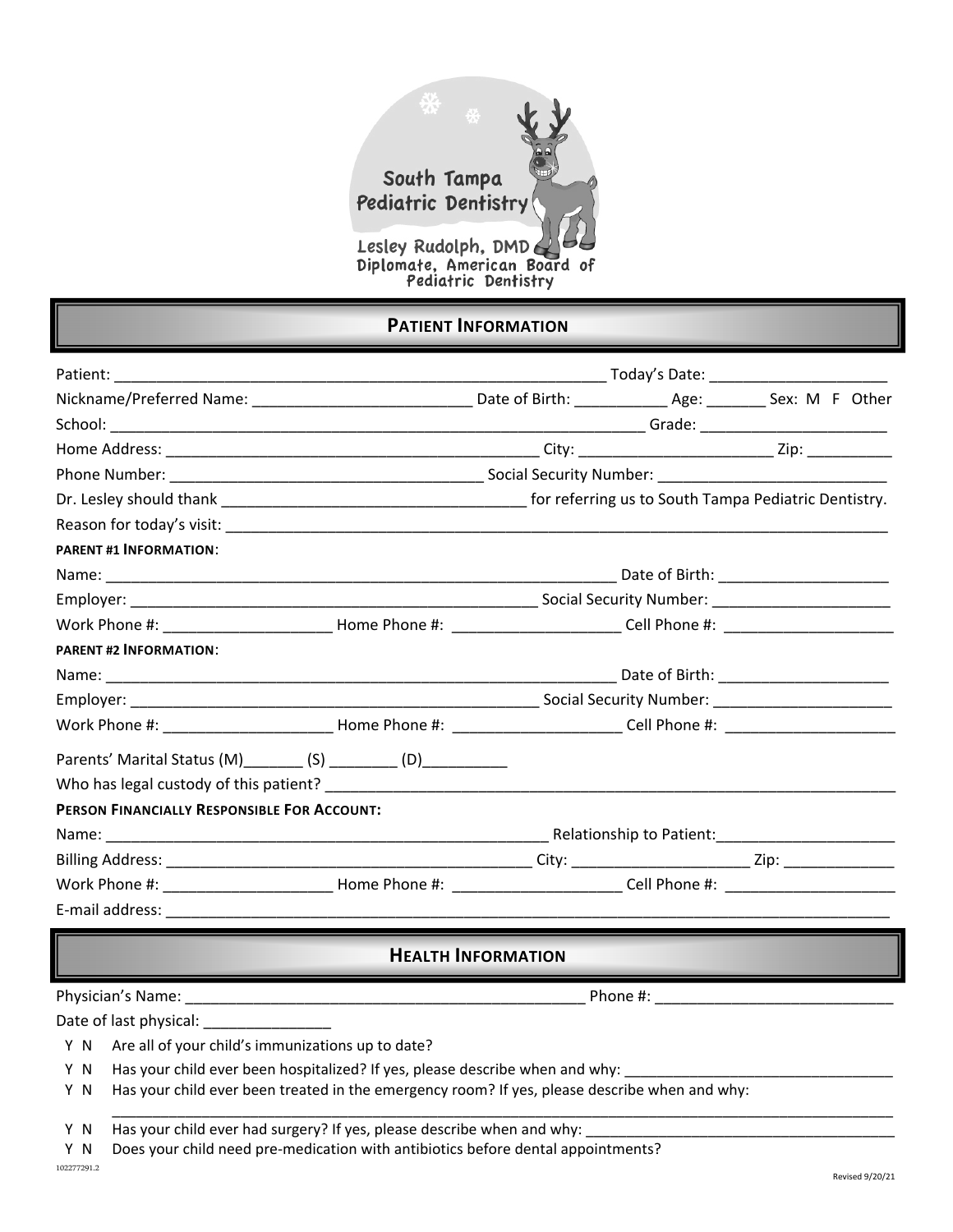South Tampa Pediatric Dentistry

Lesley Rudolph, DMD
Diplomate, American Board of Pediatric Dentistry

## PATIENT INFORMATION

Patient: ____________________________________________________________ Today's Date: ______________________

Nickname/Preferred Name: ___________________________ Date of Birth: ___________ Age: _______ Sex: M F Other

School: __________________________________________________________________ Grade: _______________________

Home Address: ______________________________________________ City: _______________________ Zip: __________

Phone Number: ______________________________________ Social Security Number: ____________________________

Dr. Lesley should thank _____________________________________ for referring us to South Tampa Pediatric Dentistry.

Reason for today's visit: _____________________________________________________________________________________

**PARENT #1 INFORMATION**:

Name: ______________________________________________________________ Date of Birth: _____________________

Employer: __________________________________________________ Social Security Number: ______________________

Work Phone #: ____________________ Home Phone #: ____________________ Cell Phone #: ____________________

**PARENT #2 INFORMATION**:

Name: ______________________________________________________________ Date of Birth: _____________________

Employer: __________________________________________________ Social Security Number: ______________________

Work Phone #: ____________________ Home Phone #: ____________________ Cell Phone #: ____________________

Parents' Marital Status (M)_______ (S) ________ (D)__________

Who has legal custody of this patient? ________________________________________________________________________

**PERSON FINANCIALLY RESPONSIBLE FOR ACCOUNT:**

Name: ______________________________________________________ Relationship to Patient:______________________

Billing Address: ____________________________________________ City: _____________________ Zip: _____________

Work Phone #: ____________________ Home Phone #: ____________________ Cell Phone #: ____________________

E-mail address: ________________________________________________________________________________________

## HEALTH INFORMATION

Physician's Name: _________________________________________________ Phone #: _____________________________

Date of last physical: _______________

Y N Are all of your child's immunizations up to date?

Y N Has your child ever been hospitalized? If yes, please describe when and why: _________________________________

Y N Has your child ever been treated in the emergency room? If yes, please describe when and why:
___________________________________________________________________________________________________

Y N Has your child ever had surgery? If yes, please describe when and why: ______________________________________

Y N Does your child need pre-medication with antibiotics before dental appointments?

102277291.2

Revised 9/20/21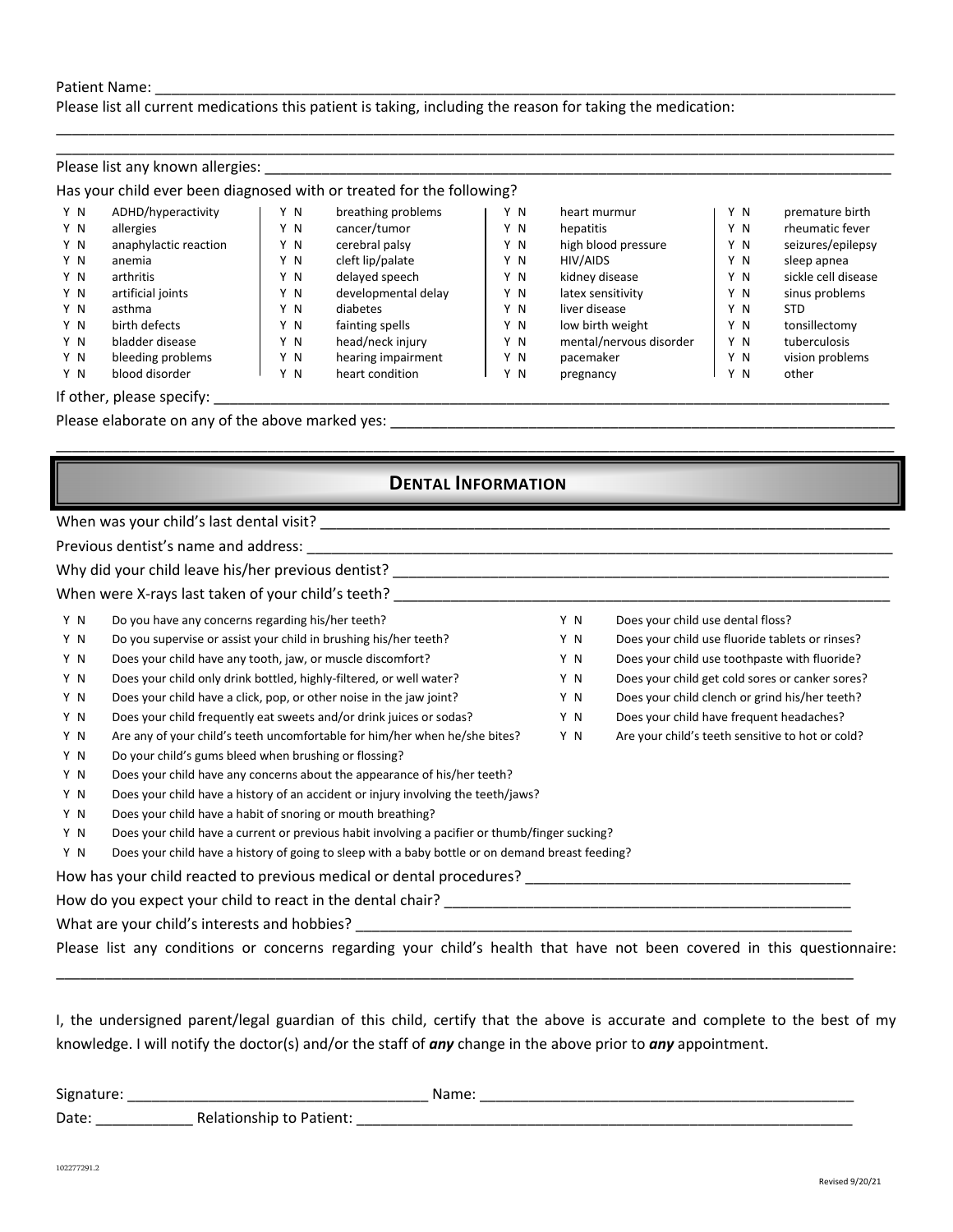Patient Name: ______________________________________________________________________________________

Please list all current medications this patient is taking, including the reason for taking the medication:

______________________________________________________________________________________________________

______________________________________________________________________________________________________

Please list any known allergies: ____________________________________________________________________________

Has your child ever been diagnosed with or treated for the following?

| | | | | | | | |
|---|---|---|---|---|---|---|---|
| Y N | ADHD/hyperactivity | Y N | breathing problems | Y N | heart murmur | Y N | premature birth |
| Y N | allergies | Y N | cancer/tumor | Y N | hepatitis | Y N | rheumatic fever |
| Y N | anaphylactic reaction | Y N | cerebral palsy | Y N | high blood pressure | Y N | seizures/epilepsy |
| Y N | anemia | Y N | cleft lip/palate | Y N | HIV/AIDS | Y N | sleep apnea |
| Y N | arthritis | Y N | delayed speech | Y N | kidney disease | Y N | sickle cell disease |
| Y N | artificial joints | Y N | developmental delay | Y N | latex sensitivity | Y N | sinus problems |
| Y N | asthma | Y N | diabetes | Y N | liver disease | Y N | STD |
| Y N | birth defects | Y N | fainting spells | Y N | low birth weight | Y N | tonsillectomy |
| Y N | bladder disease | Y N | head/neck injury | Y N | mental/nervous disorder | Y N | tuberculosis |
| Y N | bleeding problems | Y N | hearing impairment | Y N | pacemaker | Y N | vision problems |
| Y N | blood disorder | Y N | heart condition | Y N | pregnancy | Y N | other |

If other, please specify: ___________________________________________________________________________________

Please elaborate on any of the above marked yes: ________________________________________________________________

______________________________________________________________________________________________________

## DENTAL INFORMATION

When was your child's last dental visit? _______________________________________________________________

Previous dentist's name and address: _________________________________________________________________

Why did your child leave his/her previous dentist? ______________________________________________________

When were X-rays last taken of your child's teeth? _____________________________________________________

| | | | |
|---|---|---|---|
| Y N | Do you have any concerns regarding his/her teeth? | Y N | Does your child use dental floss? |
| Y N | Do you supervise or assist your child in brushing his/her teeth? | Y N | Does your child use fluoride tablets or rinses? |
| Y N | Does your child have any tooth, jaw, or muscle discomfort? | Y N | Does your child use toothpaste with fluoride? |
| Y N | Does your child only drink bottled, highly-filtered, or well water? | Y N | Does your child get cold sores or canker sores? |
| Y N | Does your child have a click, pop, or other noise in the jaw joint? | Y N | Does your child clench or grind his/her teeth? |
| Y N | Does your child frequently eat sweets and/or drink juices or sodas? | Y N | Does your child have frequent headaches? |
| Y N | Are any of your child's teeth uncomfortable for him/her when he/she bites? | Y N | Are your child's teeth sensitive to hot or cold? |

- Y N Do your child's gums bleed when brushing or flossing?
- Y N Does your child have any concerns about the appearance of his/her teeth?
- Y N Does your child have a history of an accident or injury involving the teeth/jaws?
- Y N Does your child have a habit of snoring or mouth breathing?
- Y N Does your child have a current or previous habit involving a pacifier or thumb/finger sucking?
- Y N Does your child have a history of going to sleep with a baby bottle or on demand breast feeding?

How has your child reacted to previous medical or dental procedures? ________________________________________

How do you expect your child to react in the dental chair? ________________________________________________

What are your child's interests and hobbies? ___________________________________________________________

Please list any conditions or concerns regarding your child's health that have not been covered in this questionnaire:

______________________________________________________________________________________________________

I, the undersigned parent/legal guardian of this child, certify that the above is accurate and complete to the best of my knowledge. I will notify the doctor(s) and/or the staff of ***any*** change in the above prior to ***any*** appointment.

Signature: ____________________________________ Name: _______________________________________________

Date: ____________ Relationship to Patient: _________________________________________________________

102277291.2

Revised 9/20/21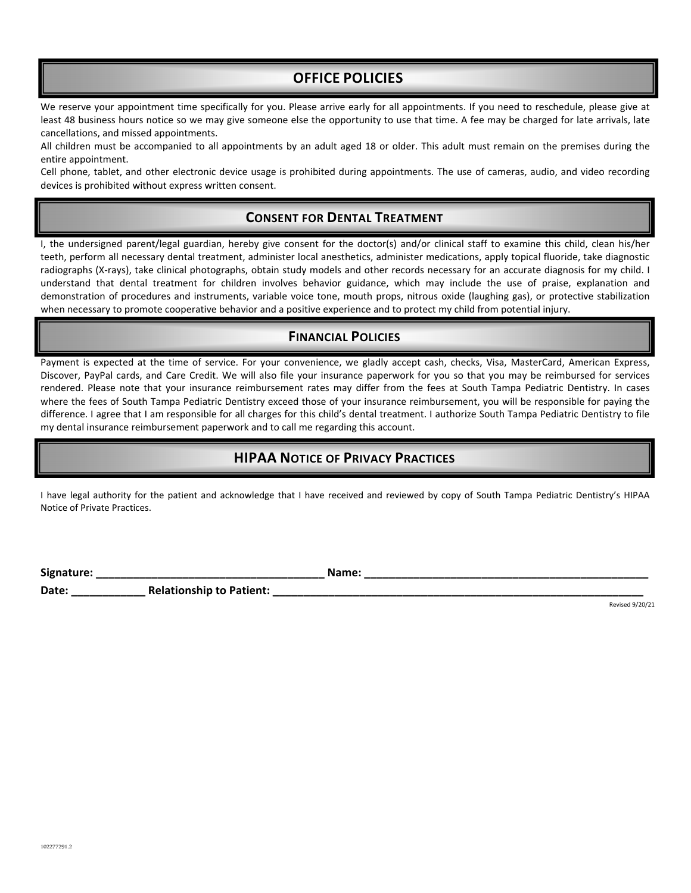## OFFICE POLICIES

We reserve your appointment time specifically for you. Please arrive early for all appointments. If you need to reschedule, please give at least 48 business hours notice so we may give someone else the opportunity to use that time. A fee may be charged for late arrivals, late cancellations, and missed appointments.

All children must be accompanied to all appointments by an adult aged 18 or older. This adult must remain on the premises during the entire appointment.

Cell phone, tablet, and other electronic device usage is prohibited during appointments. The use of cameras, audio, and video recording devices is prohibited without express written consent.

## CONSENT FOR DENTAL TREATMENT

I, the undersigned parent/legal guardian, hereby give consent for the doctor(s) and/or clinical staff to examine this child, clean his/her teeth, perform all necessary dental treatment, administer local anesthetics, administer medications, apply topical fluoride, take diagnostic radiographs (X-rays), take clinical photographs, obtain study models and other records necessary for an accurate diagnosis for my child. I understand that dental treatment for children involves behavior guidance, which may include the use of praise, explanation and demonstration of procedures and instruments, variable voice tone, mouth props, nitrous oxide (laughing gas), or protective stabilization when necessary to promote cooperative behavior and a positive experience and to protect my child from potential injury.

## FINANCIAL POLICIES

Payment is expected at the time of service. For your convenience, we gladly accept cash, checks, Visa, MasterCard, American Express, Discover, PayPal cards, and Care Credit. We will also file your insurance paperwork for you so that you may be reimbursed for services rendered. Please note that your insurance reimbursement rates may differ from the fees at South Tampa Pediatric Dentistry. In cases where the fees of South Tampa Pediatric Dentistry exceed those of your insurance reimbursement, you will be responsible for paying the difference. I agree that I am responsible for all charges for this child's dental treatment. I authorize South Tampa Pediatric Dentistry to file my dental insurance reimbursement paperwork and to call me regarding this account.

## HIPAA NOTICE OF PRIVACY PRACTICES

I have legal authority for the patient and acknowledge that I have received and reviewed by copy of South Tampa Pediatric Dentistry's HIPAA Notice of Private Practices.

**Signature:** ____________________________________ **Name:** ______________________________________________

**Date:** ___________ **Relationship to Patient:** ___________________________________________________________

Revised 9/20/21

102277291.2